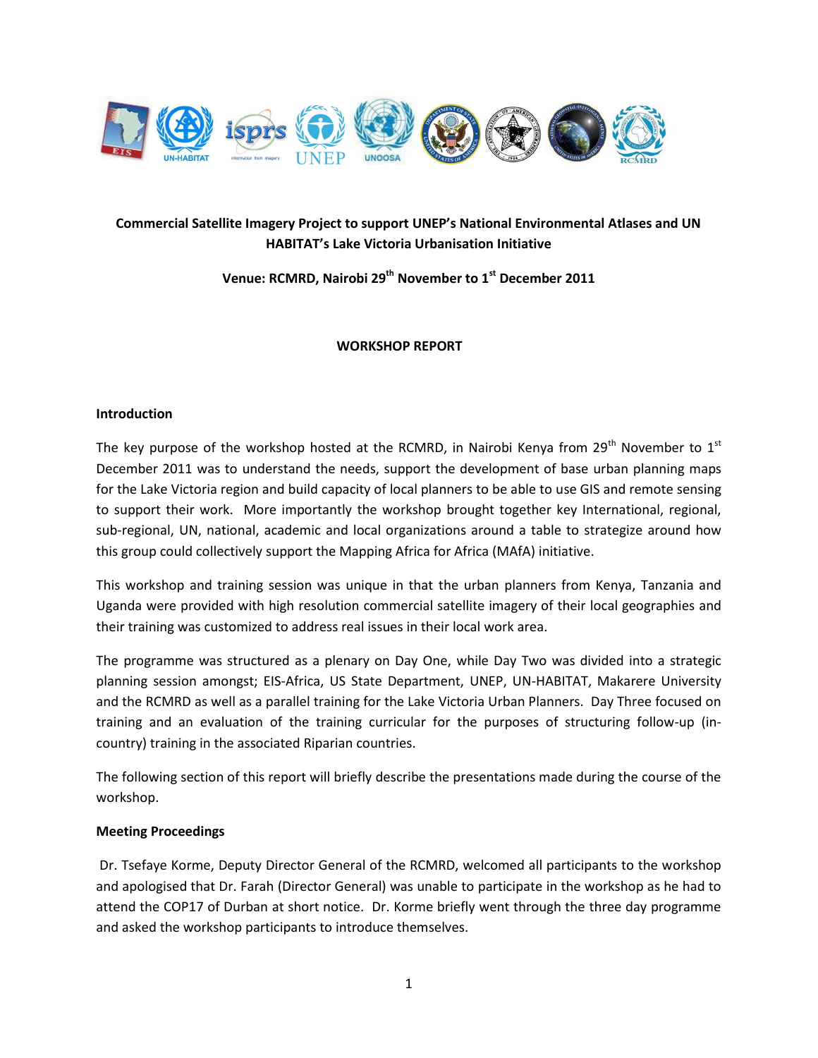**Commercial Satellite Imagery Project to support UNEP's National Environmental Atlases and UN HABITAT's Lake Victoria Urbanisation Initiative**

**Venue: RCMRD, Nairobi 29th November to 1st December 2011**

**WORKSHOP REPORT**

**Introduction**

The key purpose of the workshop hosted at the RCMRD, in Nairobi Kenya from 29th November to 1st December 2011 was to understand the needs, support the development of base urban planning maps for the Lake Victoria region and build capacity of local planners to be able to use GIS and remote sensing to support their work. More importantly the workshop brought together key International, regional, sub-regional, UN, national, academic and local organizations around a table to strategize around how this group could collectively support the Mapping Africa for Africa (MAfA) initiative.

This workshop and training session was unique in that the urban planners from Kenya, Tanzania and Uganda were provided with high resolution commercial satellite imagery of their local geographies and their training was customized to address real issues in their local work area.

The programme was structured as a plenary on Day One, while Day Two was divided into a strategic planning session amongst; EIS-Africa, US State Department, UNEP, UN-HABITAT, Makarere University and the RCMRD as well as a parallel training for the Lake Victoria Urban Planners. Day Three focused on training and an evaluation of the training curricular for the purposes of structuring follow-up (in-country) training in the associated Riparian countries.

The following section of this report will briefly describe the presentations made during the course of the workshop.

**Meeting Proceedings**

Dr. Tsefaye Korme, Deputy Director General of the RCMRD, welcomed all participants to the workshop and apologised that Dr. Farah (Director General) was unable to participate in the workshop as he had to attend the COP17 of Durban at short notice. Dr. Korme briefly went through the three day programme and asked the workshop participants to introduce themselves.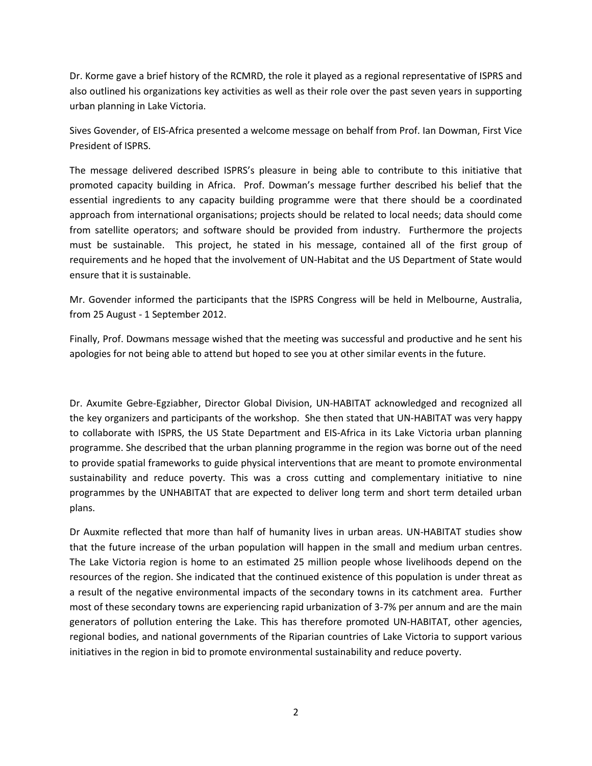Dr. Korme gave a brief history of the RCMRD, the role it played as a regional representative of ISPRS and also outlined his organizations key activities as well as their role over the past seven years in supporting urban planning in Lake Victoria.

Sives Govender, of EIS-Africa presented a welcome message on behalf from Prof. Ian Dowman, First Vice President of ISPRS.

The message delivered described ISPRS's pleasure in being able to contribute to this initiative that promoted capacity building in Africa. Prof. Dowman's message further described his belief that the essential ingredients to any capacity building programme were that there should be a coordinated approach from international organisations; projects should be related to local needs; data should come from satellite operators; and software should be provided from industry. Furthermore the projects must be sustainable. This project, he stated in his message, contained all of the first group of requirements and he hoped that the involvement of UN-Habitat and the US Department of State would ensure that it is sustainable.

Mr. Govender informed the participants that the ISPRS Congress will be held in Melbourne, Australia, from 25 August - 1 September 2012.

Finally, Prof. Dowmans message wished that the meeting was successful and productive and he sent his apologies for not being able to attend but hoped to see you at other similar events in the future.

Dr. Axumite Gebre-Egziabher, Director Global Division, UN-HABITAT acknowledged and recognized all the key organizers and participants of the workshop. She then stated that UN-HABITAT was very happy to collaborate with ISPRS, the US State Department and EIS-Africa in its Lake Victoria urban planning programme. She described that the urban planning programme in the region was borne out of the need to provide spatial frameworks to guide physical interventions that are meant to promote environmental sustainability and reduce poverty. This was a cross cutting and complementary initiative to nine programmes by the UNHABITAT that are expected to deliver long term and short term detailed urban plans.

Dr Auxmite reflected that more than half of humanity lives in urban areas. UN-HABITAT studies show that the future increase of the urban population will happen in the small and medium urban centres. The Lake Victoria region is home to an estimated 25 million people whose livelihoods depend on the resources of the region. She indicated that the continued existence of this population is under threat as a result of the negative environmental impacts of the secondary towns in its catchment area. Further most of these secondary towns are experiencing rapid urbanization of 3-7% per annum and are the main generators of pollution entering the Lake. This has therefore promoted UN-HABITAT, other agencies, regional bodies, and national governments of the Riparian countries of Lake Victoria to support various initiatives in the region in bid to promote environmental sustainability and reduce poverty.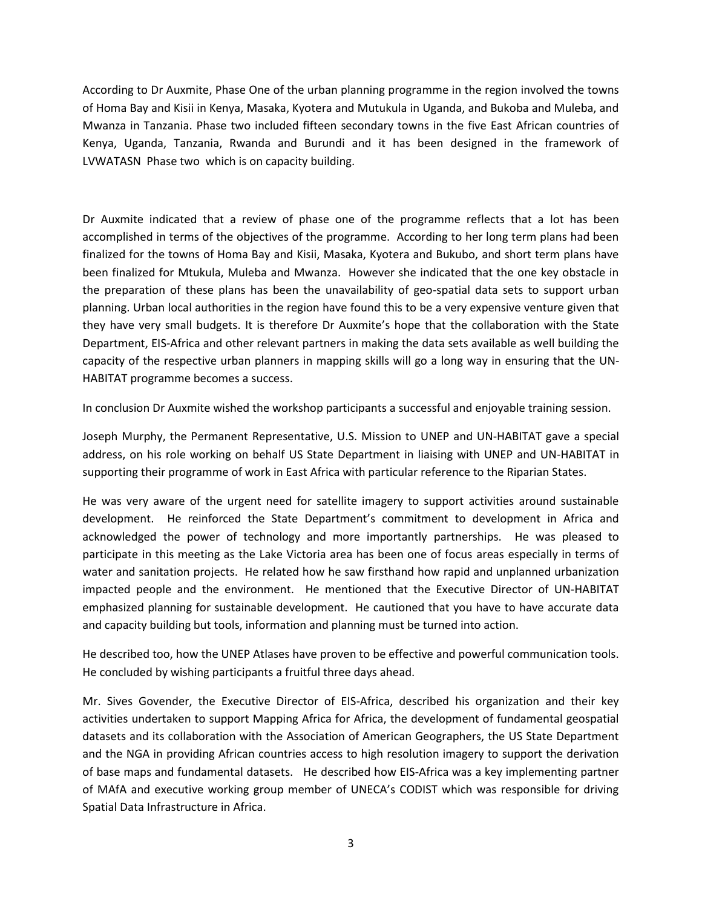According to Dr Auxmite, Phase One of the urban planning programme in the region involved the towns of Homa Bay and Kisii in Kenya, Masaka, Kyotera and Mutukula in Uganda, and Bukoba and Muleba, and Mwanza in Tanzania. Phase two included fifteen secondary towns in the five East African countries of Kenya, Uganda, Tanzania, Rwanda and Burundi and it has been designed in the framework of LVWATASN Phase two which is on capacity building.

Dr Auxmite indicated that a review of phase one of the programme reflects that a lot has been accomplished in terms of the objectives of the programme. According to her long term plans had been finalized for the towns of Homa Bay and Kisii, Masaka, Kyotera and Bukubo, and short term plans have been finalized for Mtukula, Muleba and Mwanza. However she indicated that the one key obstacle in the preparation of these plans has been the unavailability of geo-spatial data sets to support urban planning. Urban local authorities in the region have found this to be a very expensive venture given that they have very small budgets. It is therefore Dr Auxmite's hope that the collaboration with the State Department, EIS-Africa and other relevant partners in making the data sets available as well building the capacity of the respective urban planners in mapping skills will go a long way in ensuring that the UN-HABITAT programme becomes a success.

In conclusion Dr Auxmite wished the workshop participants a successful and enjoyable training session.

Joseph Murphy, the Permanent Representative, U.S. Mission to UNEP and UN-HABITAT gave a special address, on his role working on behalf US State Department in liaising with UNEP and UN-HABITAT in supporting their programme of work in East Africa with particular reference to the Riparian States.

He was very aware of the urgent need for satellite imagery to support activities around sustainable development. He reinforced the State Department's commitment to development in Africa and acknowledged the power of technology and more importantly partnerships. He was pleased to participate in this meeting as the Lake Victoria area has been one of focus areas especially in terms of water and sanitation projects. He related how he saw firsthand how rapid and unplanned urbanization impacted people and the environment. He mentioned that the Executive Director of UN-HABITAT emphasized planning for sustainable development. He cautioned that you have to have accurate data and capacity building but tools, information and planning must be turned into action.

He described too, how the UNEP Atlases have proven to be effective and powerful communication tools. He concluded by wishing participants a fruitful three days ahead.

Mr. Sives Govender, the Executive Director of EIS-Africa, described his organization and their key activities undertaken to support Mapping Africa for Africa, the development of fundamental geospatial datasets and its collaboration with the Association of American Geographers, the US State Department and the NGA in providing African countries access to high resolution imagery to support the derivation of base maps and fundamental datasets. He described how EIS-Africa was a key implementing partner of MAfA and executive working group member of UNECA's CODIST which was responsible for driving Spatial Data Infrastructure in Africa.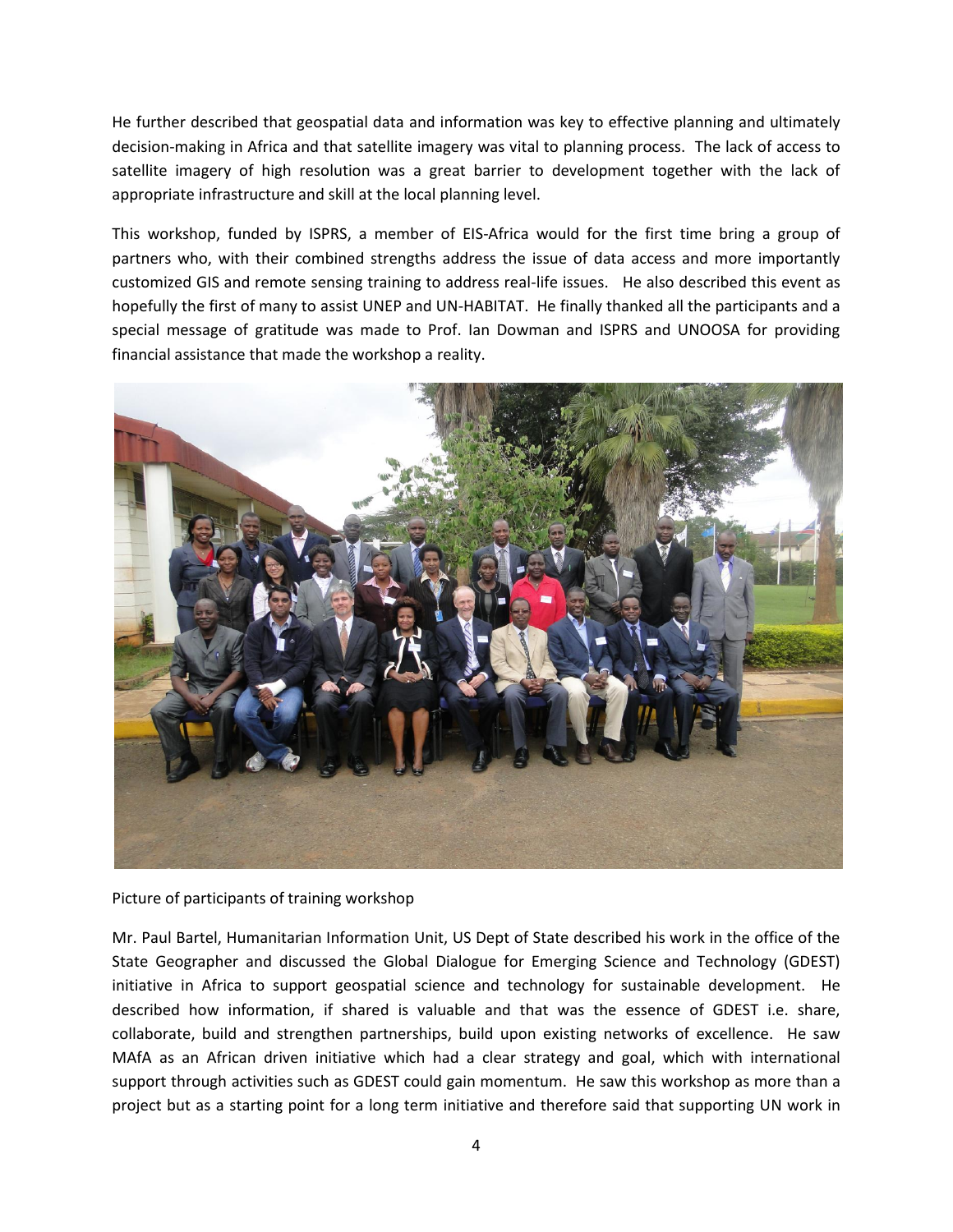He further described that geospatial data and information was key to effective planning and ultimately decision-making in Africa and that satellite imagery was vital to planning process. The lack of access to satellite imagery of high resolution was a great barrier to development together with the lack of appropriate infrastructure and skill at the local planning level.

This workshop, funded by ISPRS, a member of EIS-Africa would for the first time bring a group of partners who, with their combined strengths address the issue of data access and more importantly customized GIS and remote sensing training to address real-life issues. He also described this event as hopefully the first of many to assist UNEP and UN-HABITAT. He finally thanked all the participants and a special message of gratitude was made to Prof. Ian Dowman and ISPRS and UNOOSA for providing financial assistance that made the workshop a reality.

Picture of participants of training workshop

Mr. Paul Bartel, Humanitarian Information Unit, US Dept of State described his work in the office of the State Geographer and discussed the Global Dialogue for Emerging Science and Technology (GDEST) initiative in Africa to support geospatial science and technology for sustainable development. He described how information, if shared is valuable and that was the essence of GDEST i.e. share, collaborate, build and strengthen partnerships, build upon existing networks of excellence. He saw MAfA as an African driven initiative which had a clear strategy and goal, which with international support through activities such as GDEST could gain momentum. He saw this workshop as more than a project but as a starting point for a long term initiative and therefore said that supporting UN work in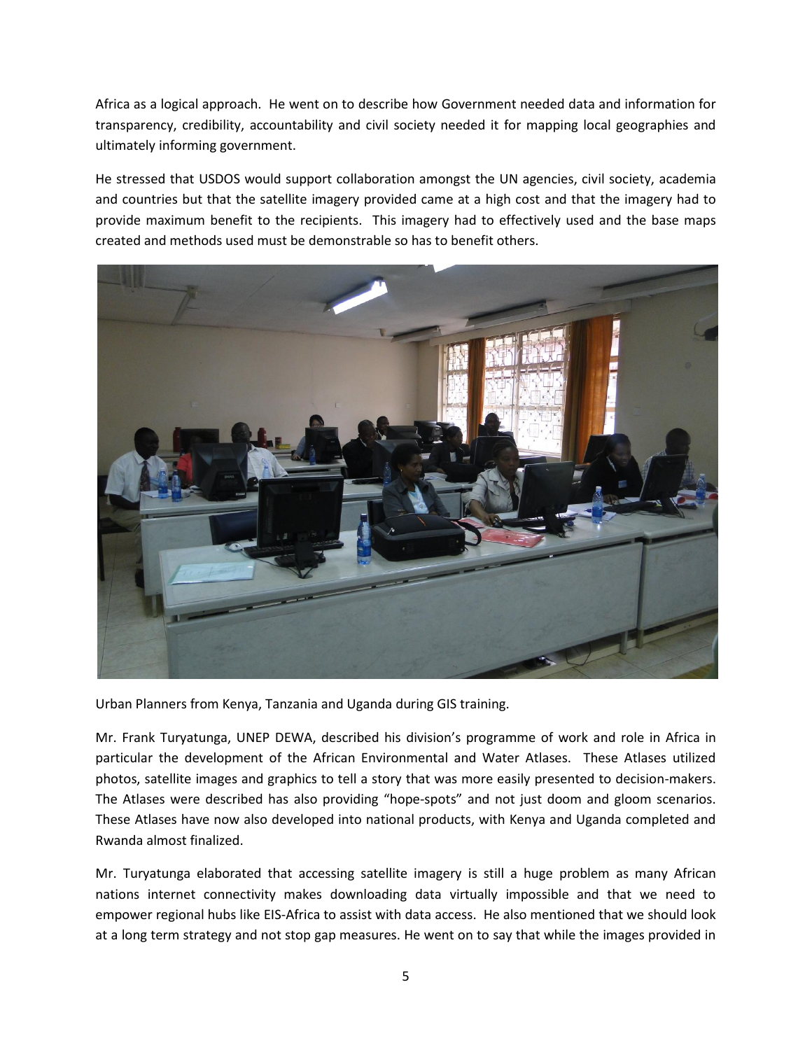Africa as a logical approach. He went on to describe how Government needed data and information for transparency, credibility, accountability and civil society needed it for mapping local geographies and ultimately informing government.

He stressed that USDOS would support collaboration amongst the UN agencies, civil society, academia and countries but that the satellite imagery provided came at a high cost and that the imagery had to provide maximum benefit to the recipients. This imagery had to effectively used and the base maps created and methods used must be demonstrable so has to benefit others.

Urban Planners from Kenya, Tanzania and Uganda during GIS training.

Mr. Frank Turyatunga, UNEP DEWA, described his division's programme of work and role in Africa in particular the development of the African Environmental and Water Atlases. These Atlases utilized photos, satellite images and graphics to tell a story that was more easily presented to decision-makers. The Atlases were described has also providing "hope-spots" and not just doom and gloom scenarios. These Atlases have now also developed into national products, with Kenya and Uganda completed and Rwanda almost finalized.

Mr. Turyatunga elaborated that accessing satellite imagery is still a huge problem as many African nations internet connectivity makes downloading data virtually impossible and that we need to empower regional hubs like EIS-Africa to assist with data access. He also mentioned that we should look at a long term strategy and not stop gap measures. He went on to say that while the images provided in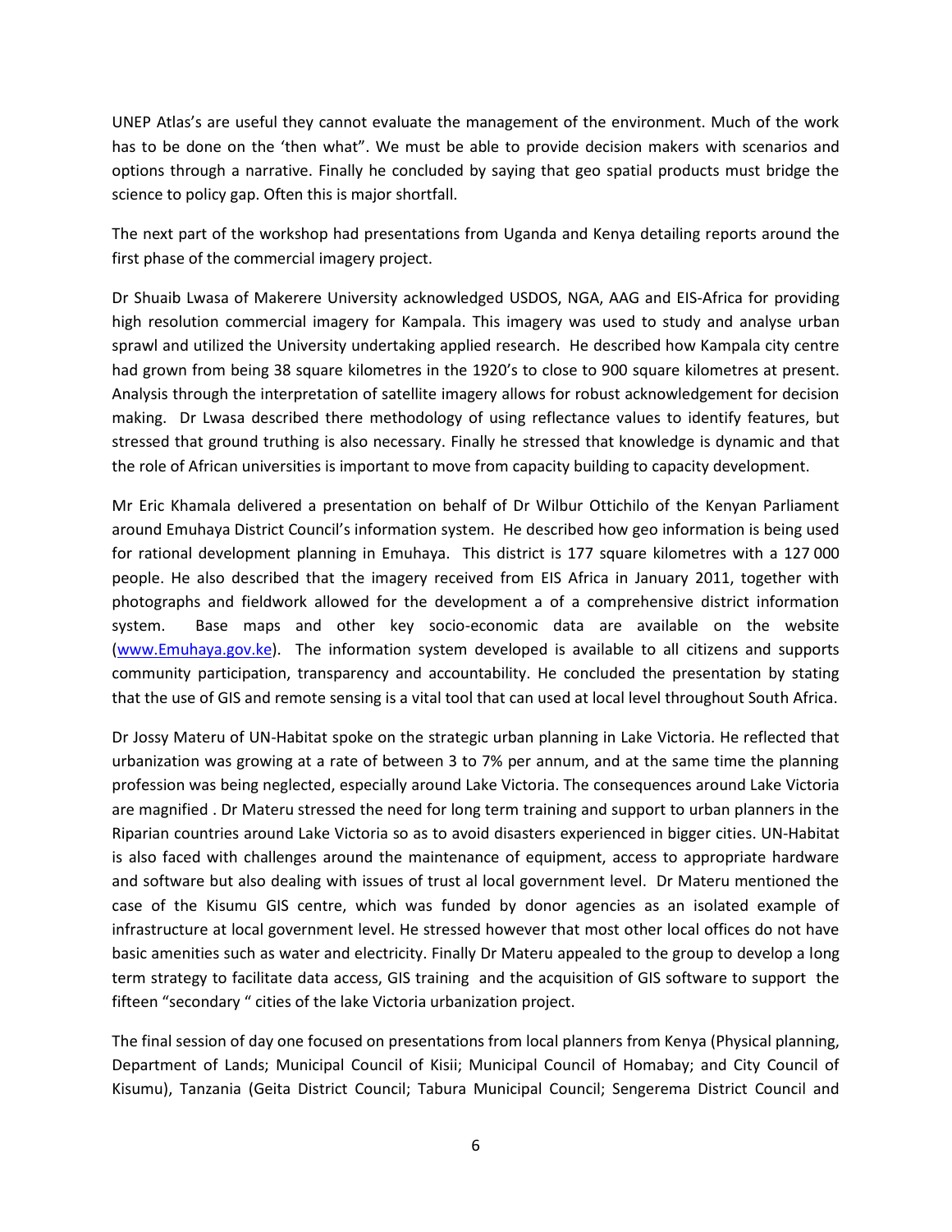UNEP Atlas's are useful they cannot evaluate the management of the environment. Much of the work has to be done on the 'then what". We must be able to provide decision makers with scenarios and options through a narrative. Finally he concluded by saying that geo spatial products must bridge the science to policy gap. Often this is major shortfall.

The next part of the workshop had presentations from Uganda and Kenya detailing reports around the first phase of the commercial imagery project.

Dr Shuaib Lwasa of Makerere University acknowledged USDOS, NGA, AAG and EIS-Africa for providing high resolution commercial imagery for Kampala. This imagery was used to study and analyse urban sprawl and utilized the University undertaking applied research. He described how Kampala city centre had grown from being 38 square kilometres in the 1920's to close to 900 square kilometres at present. Analysis through the interpretation of satellite imagery allows for robust acknowledgement for decision making. Dr Lwasa described there methodology of using reflectance values to identify features, but stressed that ground truthing is also necessary. Finally he stressed that knowledge is dynamic and that the role of African universities is important to move from capacity building to capacity development.

Mr Eric Khamala delivered a presentation on behalf of Dr Wilbur Ottichilo of the Kenyan Parliament around Emuhaya District Council's information system. He described how geo information is being used for rational development planning in Emuhaya. This district is 177 square kilometres with a 127 000 people. He also described that the imagery received from EIS Africa in January 2011, together with photographs and fieldwork allowed for the development a of a comprehensive district information system. Base maps and other key socio-economic data are available on the website ([www.Emuhaya.gov.ke](www.Emuhaya.gov.ke)). The information system developed is available to all citizens and supports community participation, transparency and accountability. He concluded the presentation by stating that the use of GIS and remote sensing is a vital tool that can used at local level throughout South Africa.

Dr Jossy Materu of UN-Habitat spoke on the strategic urban planning in Lake Victoria. He reflected that urbanization was growing at a rate of between 3 to 7% per annum, and at the same time the planning profession was being neglected, especially around Lake Victoria. The consequences around Lake Victoria are magnified . Dr Materu stressed the need for long term training and support to urban planners in the Riparian countries around Lake Victoria so as to avoid disasters experienced in bigger cities. UN-Habitat is also faced with challenges around the maintenance of equipment, access to appropriate hardware and software but also dealing with issues of trust al local government level. Dr Materu mentioned the case of the Kisumu GIS centre, which was funded by donor agencies as an isolated example of infrastructure at local government level. He stressed however that most other local offices do not have basic amenities such as water and electricity. Finally Dr Materu appealed to the group to develop a long term strategy to facilitate data access, GIS training and the acquisition of GIS software to support the fifteen "secondary " cities of the lake Victoria urbanization project.

The final session of day one focused on presentations from local planners from Kenya (Physical planning, Department of Lands; Municipal Council of Kisii; Municipal Council of Homabay; and City Council of Kisumu), Tanzania (Geita District Council; Tabura Municipal Council; Sengerema District Council and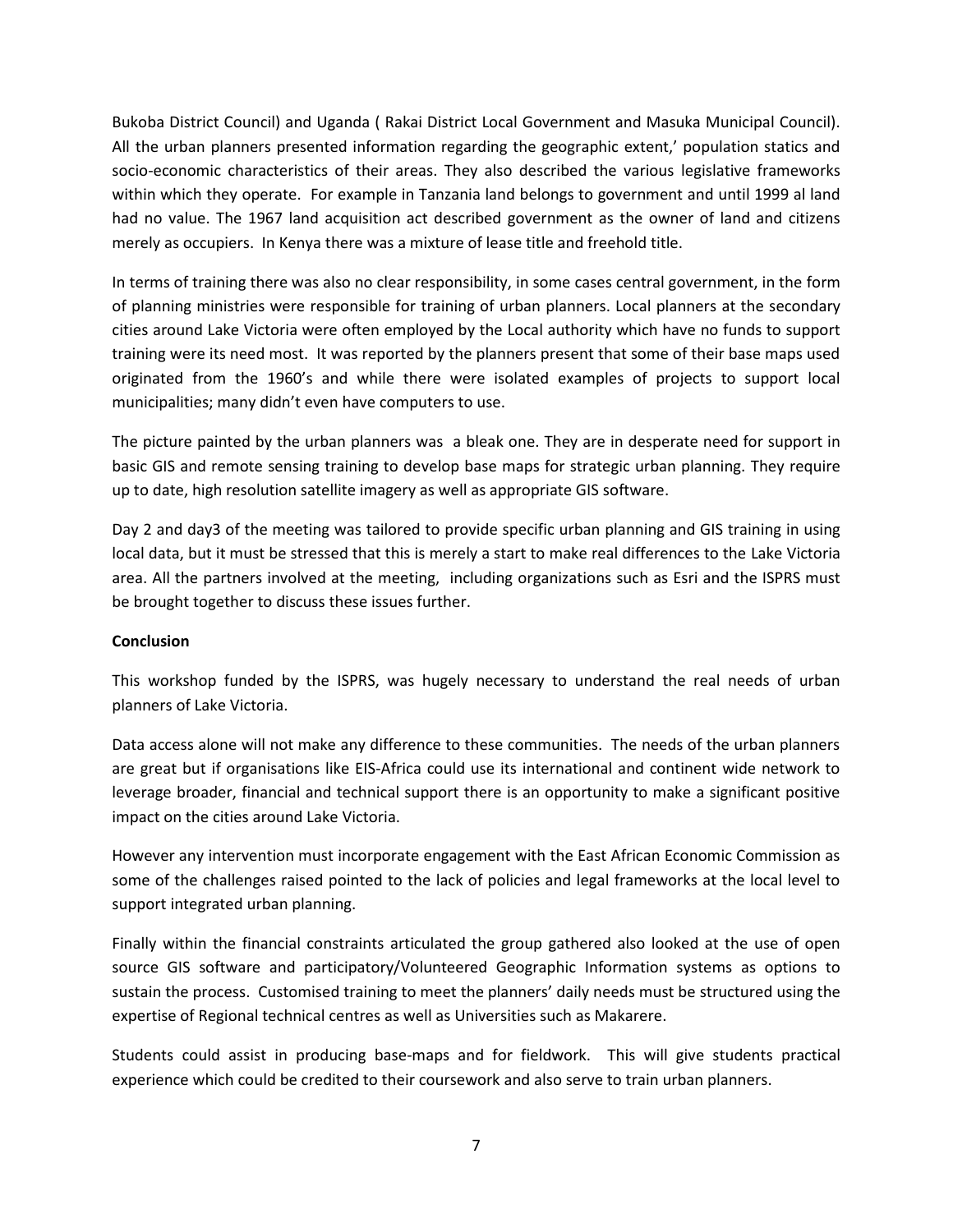Bukoba District Council) and Uganda ( Rakai District Local Government and Masuka Municipal Council). All the urban planners presented information regarding the geographic extent,' population statics and socio-economic characteristics of their areas. They also described the various legislative frameworks within which they operate. For example in Tanzania land belongs to government and until 1999 al land had no value. The 1967 land acquisition act described government as the owner of land and citizens merely as occupiers. In Kenya there was a mixture of lease title and freehold title.

In terms of training there was also no clear responsibility, in some cases central government, in the form of planning ministries were responsible for training of urban planners. Local planners at the secondary cities around Lake Victoria were often employed by the Local authority which have no funds to support training were its need most. It was reported by the planners present that some of their base maps used originated from the 1960's and while there were isolated examples of projects to support local municipalities; many didn't even have computers to use.

The picture painted by the urban planners was a bleak one. They are in desperate need for support in basic GIS and remote sensing training to develop base maps for strategic urban planning. They require up to date, high resolution satellite imagery as well as appropriate GIS software.

Day 2 and day3 of the meeting was tailored to provide specific urban planning and GIS training in using local data, but it must be stressed that this is merely a start to make real differences to the Lake Victoria area. All the partners involved at the meeting, including organizations such as Esri and the ISPRS must be brought together to discuss these issues further.

**Conclusion**

This workshop funded by the ISPRS, was hugely necessary to understand the real needs of urban planners of Lake Victoria.

Data access alone will not make any difference to these communities. The needs of the urban planners are great but if organisations like EIS-Africa could use its international and continent wide network to leverage broader, financial and technical support there is an opportunity to make a significant positive impact on the cities around Lake Victoria.

However any intervention must incorporate engagement with the East African Economic Commission as some of the challenges raised pointed to the lack of policies and legal frameworks at the local level to support integrated urban planning.

Finally within the financial constraints articulated the group gathered also looked at the use of open source GIS software and participatory/Volunteered Geographic Information systems as options to sustain the process. Customised training to meet the planners' daily needs must be structured using the expertise of Regional technical centres as well as Universities such as Makarere.

Students could assist in producing base-maps and for fieldwork. This will give students practical experience which could be credited to their coursework and also serve to train urban planners.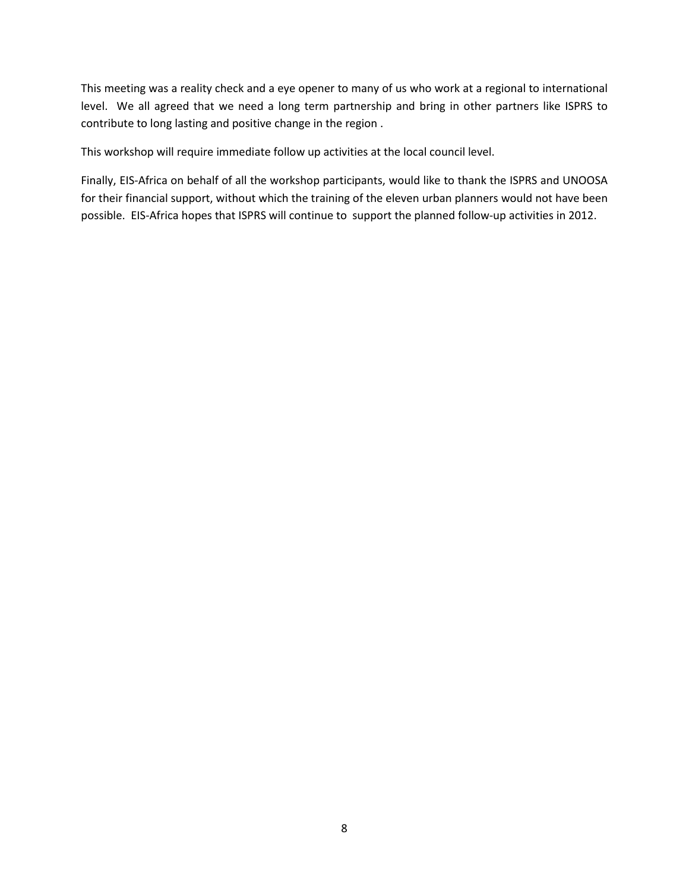This meeting was a reality check and a eye opener to many of us who work at a regional to international level. We all agreed that we need a long term partnership and bring in other partners like ISPRS to contribute to long lasting and positive change in the region .

This workshop will require immediate follow up activities at the local council level.

Finally, EIS-Africa on behalf of all the workshop participants, would like to thank the ISPRS and UNOOSA for their financial support, without which the training of the eleven urban planners would not have been possible. EIS-Africa hopes that ISPRS will continue to support the planned follow-up activities in 2012.